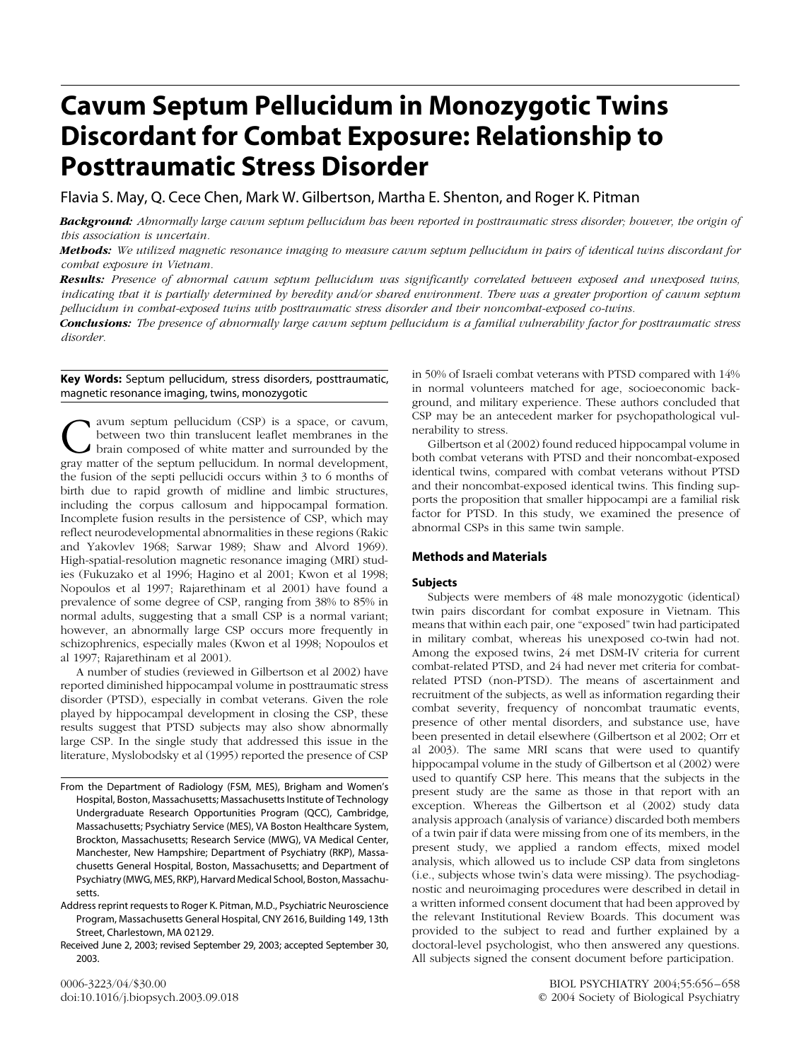# Cavum Septum Pellucidum in Monozygotic Twins Discordant for Combat Exposure: Relationship to Posttraumatic Stress Disorder

Flavia S. May, Q. Cece Chen, Mark W. Gilbertson, Martha E. Shenton, and Roger K. Pitman

***Background:*** *Abnormally large cavum septum pellucidum has been reported in posttraumatic stress disorder; however, the origin of this association is uncertain.*

***Methods:*** *We utilized magnetic resonance imaging to measure cavum septum pellucidum in pairs of identical twins discordant for combat exposure in Vietnam.*

***Results:*** *Presence of abnormal cavum septum pellucidum was significantly correlated between exposed and unexposed twins, indicating that it is partially determined by heredity and/or shared environment. There was a greater proportion of cavum septum pellucidum in combat-exposed twins with posttraumatic stress disorder and their noncombat-exposed co-twins.*

***Conclusions:*** *The presence of abnormally large cavum septum pellucidum is a familial vulnerability factor for posttraumatic stress disorder.*

**Key Words:** Septum pellucidum, stress disorders, posttraumatic, magnetic resonance imaging, twins, monozygotic

Cavum septum pellucidum (CSP) is a space, or cavum, between two thin translucent leaflet membranes in the brain composed of white matter and surrounded by the gray matter of the septum pellucidum. In normal development, the fusion of the septi pellucidi occurs within 3 to 6 months of birth due to rapid growth of midline and limbic structures, including the corpus callosum and hippocampal formation. Incomplete fusion results in the persistence of CSP, which may reflect neurodevelopmental abnormalities in these regions (Rakic and Yakovlev 1968; Sarwar 1989; Shaw and Alvord 1969). High-spatial-resolution magnetic resonance imaging (MRI) studies (Fukuzako et al 1996; Hagino et al 2001; Kwon et al 1998; Nopoulos et al 1997; Rajarethinam et al 2001) have found a prevalence of some degree of CSP, ranging from 38% to 85% in normal adults, suggesting that a small CSP is a normal variant; however, an abnormally large CSP occurs more frequently in schizophrenics, especially males (Kwon et al 1998; Nopoulos et al 1997; Rajarethinam et al 2001).

A number of studies (reviewed in Gilbertson et al 2002) have reported diminished hippocampal volume in posttraumatic stress disorder (PTSD), especially in combat veterans. Given the role played by hippocampal development in closing the CSP, these results suggest that PTSD subjects may also show abnormally large CSP. In the single study that addressed this issue in the literature, Myslobodsky et al (1995) reported the presence of CSP in 50% of Israeli combat veterans with PTSD compared with 14% in normal volunteers matched for age, socioeconomic background, and military experience. These authors concluded that CSP may be an antecedent marker for psychopathological vulnerability to stress.

Gilbertson et al (2002) found reduced hippocampal volume in both combat veterans with PTSD and their noncombat-exposed identical twins, compared with combat veterans without PTSD and their noncombat-exposed identical twins. This finding supports the proposition that smaller hippocampi are a familial risk factor for PTSD. In this study, we examined the presence of abnormal CSPs in this same twin sample.

From the Department of Radiology (FSM, MES), Brigham and Women's Hospital, Boston, Massachusetts; Massachusetts Institute of Technology Undergraduate Research Opportunities Program (QCC), Cambridge, Massachusetts; Psychiatry Service (MES), VA Boston Healthcare System, Brockton, Massachusetts; Research Service (MWG), VA Medical Center, Manchester, New Hampshire; Department of Psychiatry (RKP), Massachusetts General Hospital, Boston, Massachusetts; and Department of Psychiatry (MWG, MES, RKP), Harvard Medical School, Boston, Massachusetts.

Address reprint requests to Roger K. Pitman, M.D., Psychiatric Neuroscience Program, Massachusetts General Hospital, CNY 2616, Building 149, 13th Street, Charlestown, MA 02129.

Received June 2, 2003; revised September 29, 2003; accepted September 30, 2003.

## Methods and Materials

### Subjects

Subjects were members of 48 male monozygotic (identical) twin pairs discordant for combat exposure in Vietnam. This means that within each pair, one "exposed" twin had participated in military combat, whereas his unexposed co-twin had not. Among the exposed twins, 24 met DSM-IV criteria for current combat-related PTSD, and 24 had never met criteria for combat-related PTSD (non-PTSD). The means of ascertainment and recruitment of the subjects, as well as information regarding their combat severity, frequency of noncombat traumatic events, presence of other mental disorders, and substance use, have been presented in detail elsewhere (Gilbertson et al 2002; Orr et al 2003). The same MRI scans that were used to quantify hippocampal volume in the study of Gilbertson et al (2002) were used to quantify CSP here. This means that the subjects in the present study are the same as those in that report with an exception. Whereas the Gilbertson et al (2002) study data analysis approach (analysis of variance) discarded both members of a twin pair if data were missing from one of its members, in the present study, we applied a random effects, mixed model analysis, which allowed us to include CSP data from singletons (i.e., subjects whose twin's data were missing). The psychodiagnostic and neuroimaging procedures were described in detail in a written informed consent document that had been approved by the relevant Institutional Review Boards. This document was provided to the subject to read and further explained by a doctoral-level psychologist, who then answered any questions. All subjects signed the consent document before participation.

0006-3223/04/$30.00
doi:10.1016/j.biopsych.2003.09.018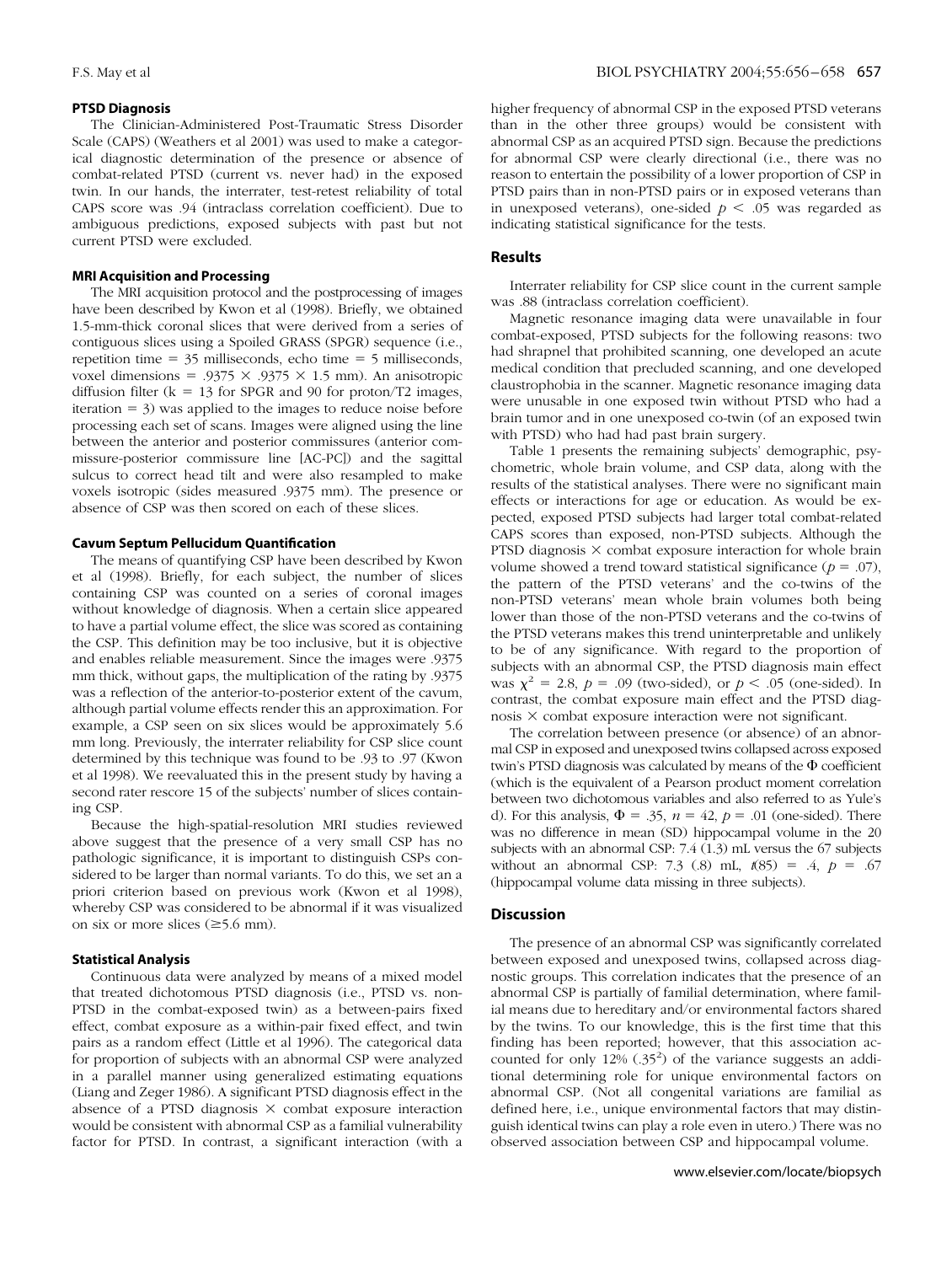### PTSD Diagnosis

The Clinician-Administered Post-Traumatic Stress Disorder Scale (CAPS) (Weathers et al 2001) was used to make a categorical diagnostic determination of the presence or absence of combat-related PTSD (current vs. never had) in the exposed twin. In our hands, the interrater, test-retest reliability of total CAPS score was .94 (intraclass correlation coefficient). Due to ambiguous predictions, exposed subjects with past but not current PTSD were excluded.

### MRI Acquisition and Processing

The MRI acquisition protocol and the postprocessing of images have been described by Kwon et al (1998). Briefly, we obtained 1.5-mm-thick coronal slices that were derived from a series of contiguous slices using a Spoiled GRASS (SPGR) sequence (i.e., repetition time = 35 milliseconds, echo time = 5 milliseconds, voxel dimensions = .9375 × .9375 × 1.5 mm). An anisotropic diffusion filter (k = 13 for SPGR and 90 for proton/T2 images, iteration = 3) was applied to the images to reduce noise before processing each set of scans. Images were aligned using the line between the anterior and posterior commissures (anterior commissure-posterior commissure line [AC-PC]) and the sagittal sulcus to correct head tilt and were also resampled to make voxels isotropic (sides measured .9375 mm). The presence or absence of CSP was then scored on each of these slices.

### Cavum Septum Pellucidum Quantification

The means of quantifying CSP have been described by Kwon et al (1998). Briefly, for each subject, the number of slices containing CSP was counted on a series of coronal images without knowledge of diagnosis. When a certain slice appeared to have a partial volume effect, the slice was scored as containing the CSP. This definition may be too inclusive, but it is objective and enables reliable measurement. Since the images were .9375 mm thick, without gaps, the multiplication of the rating by .9375 was a reflection of the anterior-to-posterior extent of the cavum, although partial volume effects render this an approximation. For example, a CSP seen on six slices would be approximately 5.6 mm long. Previously, the interrater reliability for CSP slice count determined by this technique was found to be .93 to .97 (Kwon et al 1998). We reevaluated this in the present study by having a second rater rescore 15 of the subjects' number of slices containing CSP.

Because the high-spatial-resolution MRI studies reviewed above suggest that the presence of a very small CSP has no pathologic significance, it is important to distinguish CSPs considered to be larger than normal variants. To do this, we set an a priori criterion based on previous work (Kwon et al 1998), whereby CSP was considered to be abnormal if it was visualized on six or more slices (≥5.6 mm).

### Statistical Analysis

Continuous data were analyzed by means of a mixed model that treated dichotomous PTSD diagnosis (i.e., PTSD vs. non-PTSD in the combat-exposed twin) as a between-pairs fixed effect, combat exposure as a within-pair fixed effect, and twin pairs as a random effect (Little et al 1996). The categorical data for proportion of subjects with an abnormal CSP were analyzed in a parallel manner using generalized estimating equations (Liang and Zeger 1986). A significant PTSD diagnosis effect in the absence of a PTSD diagnosis × combat exposure interaction would be consistent with abnormal CSP as a familial vulnerability factor for PTSD. In contrast, a significant interaction (with a higher frequency of abnormal CSP in the exposed PTSD veterans than in the other three groups) would be consistent with abnormal CSP as an acquired PTSD sign. Because the predictions for abnormal CSP were clearly directional (i.e., there was no reason to entertain the possibility of a lower proportion of CSP in PTSD pairs than in non-PTSD pairs or in exposed veterans than in unexposed veterans), one-sided $p < .05$ was regarded as indicating statistical significance for the tests.

## Results

Interrater reliability for CSP slice count in the current sample was .88 (intraclass correlation coefficient).

Magnetic resonance imaging data were unavailable in four combat-exposed, PTSD subjects for the following reasons: two had shrapnel that prohibited scanning, one developed an acute medical condition that precluded scanning, and one developed claustrophobia in the scanner. Magnetic resonance imaging data were unusable in one exposed twin without PTSD who had a brain tumor and in one unexposed co-twin (of an exposed twin with PTSD) who had had past brain surgery.

Table 1 presents the remaining subjects' demographic, psychometric, whole brain volume, and CSP data, along with the results of the statistical analyses. There were no significant main effects or interactions for age or education. As would be expected, exposed PTSD subjects had larger total combat-related CAPS scores than exposed, non-PTSD subjects. Although the PTSD diagnosis × combat exposure interaction for whole brain volume showed a trend toward statistical significance ($p = .07$), the pattern of the PTSD veterans' and the co-twins of the non-PTSD veterans' mean whole brain volumes both being lower than those of the non-PTSD veterans and the co-twins of the PTSD veterans makes this trend uninterpretable and unlikely to be of any significance. With regard to the proportion of subjects with an abnormal CSP, the PTSD diagnosis main effect was $\chi^2 = 2.8$, $p = .09$ (two-sided), or $p < .05$ (one-sided). In contrast, the combat exposure main effect and the PTSD diagnosis × combat exposure interaction were not significant.

The correlation between presence (or absence) of an abnormal CSP in exposed and unexposed twins collapsed across exposed twin's PTSD diagnosis was calculated by means of the $\Phi$ coefficient (which is the equivalent of a Pearson product moment correlation between two dichotomous variables and also referred to as Yule's d). For this analysis, $\Phi = .35$, $n = 42$, $p = .01$ (one-sided). There was no difference in mean (SD) hippocampal volume in the 20 subjects with an abnormal CSP: 7.4 (1.3) mL versus the 67 subjects without an abnormal CSP: 7.3 (.8) mL, $t(85) = .4$, $p = .67$ (hippocampal volume data missing in three subjects).

## Discussion

The presence of an abnormal CSP was significantly correlated between exposed and unexposed twins, collapsed across diagnostic groups. This correlation indicates that the presence of an abnormal CSP is partially of familial determination, where familial means due to hereditary and/or environmental factors shared by the twins. To our knowledge, this is the first time that this finding has been reported; however, that this association accounted for only 12% ($.35^2$) of the variance suggests an additional determining role for unique environmental factors on abnormal CSP. (Not all congenital variations are familial as defined here, i.e., unique environmental factors that may distinguish identical twins can play a role even in utero.) There was no observed association between CSP and hippocampal volume.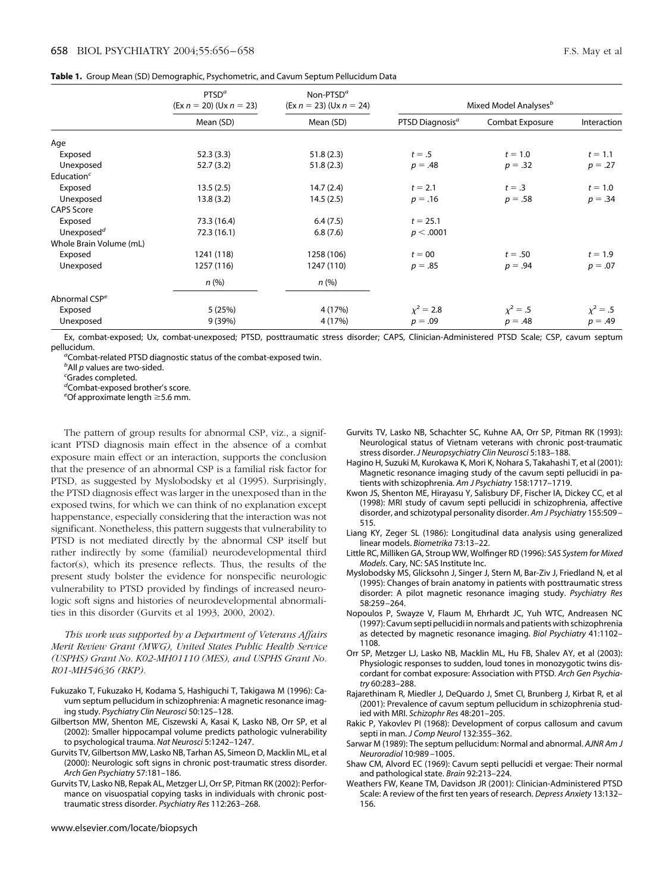**Table 1.** Group Mean (SD) Demographic, Psychometric, and Cavum Septum Pellucidum Data

| | PTSD[a] (Ex $n = 20$) (Ux $n = 23$) | Non-PTSD[a] (Ex $n = 23$) (Ux $n = 24$) | Mixed Model Analyses[b] | | |
|---|---|---|---|---|---|
| | Mean (SD) | Mean (SD) | PTSD Diagnosis[a] | Combat Exposure | Interaction |
| Age | | | | | |
| Exposed | 52.3 (3.3) | 51.8 (2.3) | $t = .5$ | $t = 1.0$ | $t = 1.1$ |
| Unexposed | 52.7 (3.2) | 51.8 (2.3) | $p = .48$ | $p = .32$ | $p = .27$ |
| Education[c] | | | | | |
| Exposed | 13.5 (2.5) | 14.7 (2.4) | $t = 2.1$ | $t = .3$ | $t = 1.0$ |
| Unexposed | 13.8 (3.2) | 14.5 (2.5) | $p = .16$ | $p = .58$ | $p = .34$ |
| CAPS Score | | | | | |
| Exposed | 73.3 (16.4) | 6.4 (7.5) | $t = 25.1$ | | |
| Unexposed[d] | 72.3 (16.1) | 6.8 (7.6) | $p < .0001$ | | |
| Whole Brain Volume (mL) | | | | | |
| Exposed | 1241 (118) | 1258 (106) | $t = 00$ | $t = .50$ | $t = 1.9$ |
| Unexposed | 1257 (116) | 1247 (110) | $p = .85$ | $p = .94$ | $p = .07$ |
| | *n* (%) | *n* (%) | | | |
| Abnormal CSP[e] | | | | | |
| Exposed | 5 (25%) | 4 (17%) | $\chi^2 = 2.8$ | $\chi^2 = .5$ | $\chi^2 = .5$ |
| Unexposed | 9 (39%) | 4 (17%) | $p = .09$ | $p = .48$ | $p = .49$ |

Ex, combat-exposed; Ux, combat-unexposed; PTSD, posttraumatic stress disorder; CAPS, Clinician-Administered PTSD Scale; CSP, cavum septum pellucidum.
[a]Combat-related PTSD diagnostic status of the combat-exposed twin.
[b]All *p* values are two-sided.
[c]Grades completed.
[d]Combat-exposed brother's score.
[e]Of approximate length ≥5.6 mm.

The pattern of group results for abnormal CSP, viz., a significant PTSD diagnosis main effect in the absence of a combat exposure main effect or an interaction, supports the conclusion that the presence of an abnormal CSP is a familial risk factor for PTSD, as suggested by Myslobodsky et al (1995). Surprisingly, the PTSD diagnosis effect was larger in the unexposed than in the exposed twins, for which we can think of no explanation except happenstance, especially considering that the interaction was not significant. Nonetheless, this pattern suggests that vulnerability to PTSD is not mediated directly by the abnormal CSP itself but rather indirectly by some (familial) neurodevelopmental third factor(s), which its presence reflects. Thus, the results of the present study bolster the evidence for nonspecific neurologic vulnerability to PTSD provided by findings of increased neurologic soft signs and histories of neurodevelopmental abnormalities in this disorder (Gurvits et al 1993, 2000, 2002).

*This work was supported by a Department of Veterans Affairs Merit Review Grant (MWG), United States Public Health Service (USPHS) Grant No. K02-MH01110 (MES), and USPHS Grant No. R01-MH54636 (RKP).*

Fukuzako T, Fukuzako H, Kodama S, Hashiguchi T, Takigawa M (1996): Cavum septum pellucidum in schizophrenia: A magnetic resonance imaging study. *Psychiatry Clin Neurosci* 50:125–128.

Gilbertson MW, Shenton ME, Ciszewski A, Kasai K, Lasko NB, Orr SP, et al (2002): Smaller hippocampal volume predicts pathologic vulnerability to psychological trauma. *Nat Neurosci* 5:1242–1247.

Gurvits TV, Gilbertson MW, Lasko NB, Tarhan AS, Simeon D, Macklin ML, et al (2000): Neurologic soft signs in chronic post-traumatic stress disorder. *Arch Gen Psychiatry* 57:181–186.

Gurvits TV, Lasko NB, Repak AL, Metzger LJ, Orr SP, Pitman RK (2002): Performance on visuospatial copying tasks in individuals with chronic posttraumatic stress disorder. *Psychiatry Res* 112:263–268.

Gurvits TV, Lasko NB, Schachter SC, Kuhne AA, Orr SP, Pitman RK (1993): Neurological status of Vietnam veterans with chronic post-traumatic stress disorder. *J Neuropsychiatry Clin Neurosci* 5:183–188.

Hagino H, Suzuki M, Kurokawa K, Mori K, Nohara S, Takahashi T, et al (2001): Magnetic resonance imaging study of the cavum septi pellucidi in patients with schizophrenia. *Am J Psychiatry* 158:1717–1719.

Kwon JS, Shenton ME, Hirayasu Y, Salisbury DF, Fischer IA, Dickey CC, et al (1998): MRI study of cavum septi pellucidi in schizophrenia, affective disorder, and schizotypal personality disorder. *Am J Psychiatry* 155:509–515.

Liang KY, Zeger SL (1986): Longitudinal data analysis using generalized linear models. *Biometrika* 73:13–22.

Little RC, Milliken GA, Stroup WW, Wolfinger RD (1996): *SAS System for Mixed Models*. Cary, NC: SAS Institute Inc.

Myslobodsky MS, Glicksohn J, Singer J, Stern M, Bar-Ziv J, Friedland N, et al (1995): Changes of brain anatomy in patients with posttraumatic stress disorder: A pilot magnetic resonance imaging study. *Psychiatry Res* 58:259–264.

Nopoulos P, Swayze V, Flaum M, Ehrhardt JC, Yuh WTC, Andreasen NC (1997): Cavum septi pellucidi in normals and patients with schizophrenia as detected by magnetic resonance imaging. *Biol Psychiatry* 41:1102–1108.

Orr SP, Metzger LJ, Lasko NB, Macklin ML, Hu FB, Shalev AY, et al (2003): Physiologic responses to sudden, loud tones in monozygotic twins discordant for combat exposure: Association with PTSD. *Arch Gen Psychiatry* 60:283–288.

Rajarethinam R, Miedler J, DeQuardo J, Smet CI, Brunberg J, Kirbat R, et al (2001): Prevalence of cavum septum pellucidum in schizophrenia studied with MRI. *Schizophr Res* 48:201–205.

Rakic P, Yakovlev PI (1968): Development of corpus callosum and cavum septi in man. *J Comp Neurol* 132:355–362.

Sarwar M (1989): The septum pellucidum: Normal and abnormal. *AJNR Am J Neuroradiol* 10:989–1005.

Shaw CM, Alvord EC (1969): Cavum septi pellucidi et vergae: Their normal and pathological state. *Brain* 92:213–224.

Weathers FW, Keane TM, Davidson JR (2001): Clinician-Administered PTSD Scale: A review of the first ten years of research. *Depress Anxiety* 13:132–156.